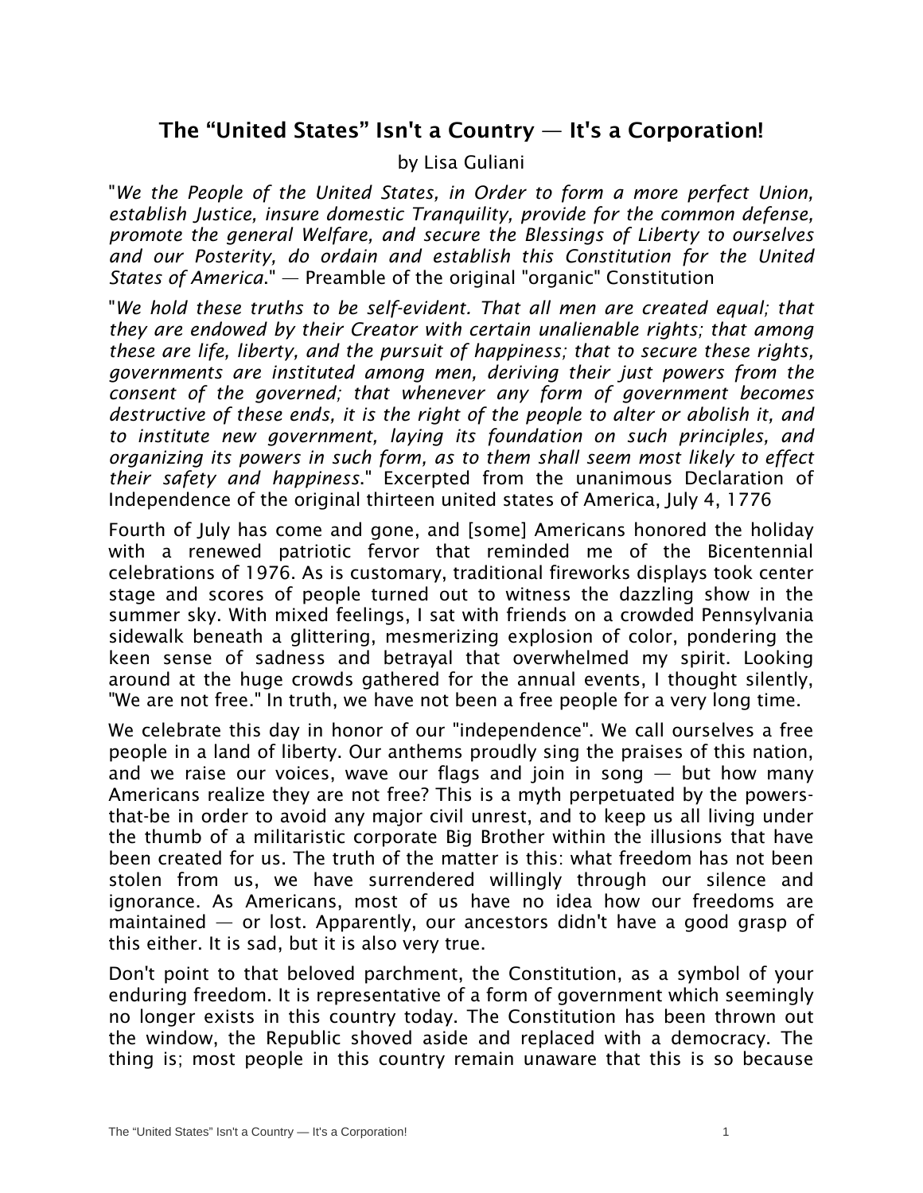# The “United States” Isn't a Country — It's a Corporation!

by Lisa Guliani

"*We the People of the United States, in Order to form a more perfect Union, establish Justice, insure domestic Tranquility, provide for the common defense, promote the general Welfare, and secure the Blessings of Liberty to ourselves and our Posterity, do ordain and establish this Constitution for the United States of America*." — Preamble of the original "organic" Constitution

"*We hold these truths to be self-evident. That all men are created equal; that they are endowed by their Creator with certain unalienable rights; that among these are life, liberty, and the pursuit of happiness; that to secure these rights, governments are instituted among men, deriving their just powers from the consent of the governed; that whenever any form of government becomes destructive of these ends, it is the right of the people to alter or abolish it, and to institute new government, laying its foundation on such principles, and organizing its powers in such form, as to them shall seem most likely to effect their safety and happiness*." Excerpted from the unanimous Declaration of Independence of the original thirteen united states of America, July 4, 1776

Fourth of July has come and gone, and [some] Americans honored the holiday with a renewed patriotic fervor that reminded me of the Bicentennial celebrations of 1976. As is customary, traditional fireworks displays took center stage and scores of people turned out to witness the dazzling show in the summer sky. With mixed feelings, I sat with friends on a crowded Pennsylvania sidewalk beneath a glittering, mesmerizing explosion of color, pondering the keen sense of sadness and betrayal that overwhelmed my spirit. Looking around at the huge crowds gathered for the annual events, I thought silently, "We are not free." In truth, we have not been a free people for a very long time.

We celebrate this day in honor of our "independence". We call ourselves a free people in a land of liberty. Our anthems proudly sing the praises of this nation, and we raise our voices, wave our flags and join in song — but how many Americans realize they are not free? This is a myth perpetuated by the powers-that-be in order to avoid any major civil unrest, and to keep us all living under the thumb of a militaristic corporate Big Brother within the illusions that have been created for us. The truth of the matter is this: what freedom has not been stolen from us, we have surrendered willingly through our silence and ignorance. As Americans, most of us have no idea how our freedoms are maintained — or lost. Apparently, our ancestors didn't have a good grasp of this either. It is sad, but it is also very true.

Don't point to that beloved parchment, the Constitution, as a symbol of your enduring freedom. It is representative of a form of government which seemingly no longer exists in this country today. The Constitution has been thrown out the window, the Republic shoved aside and replaced with a democracy. The thing is; most people in this country remain unaware that this is so because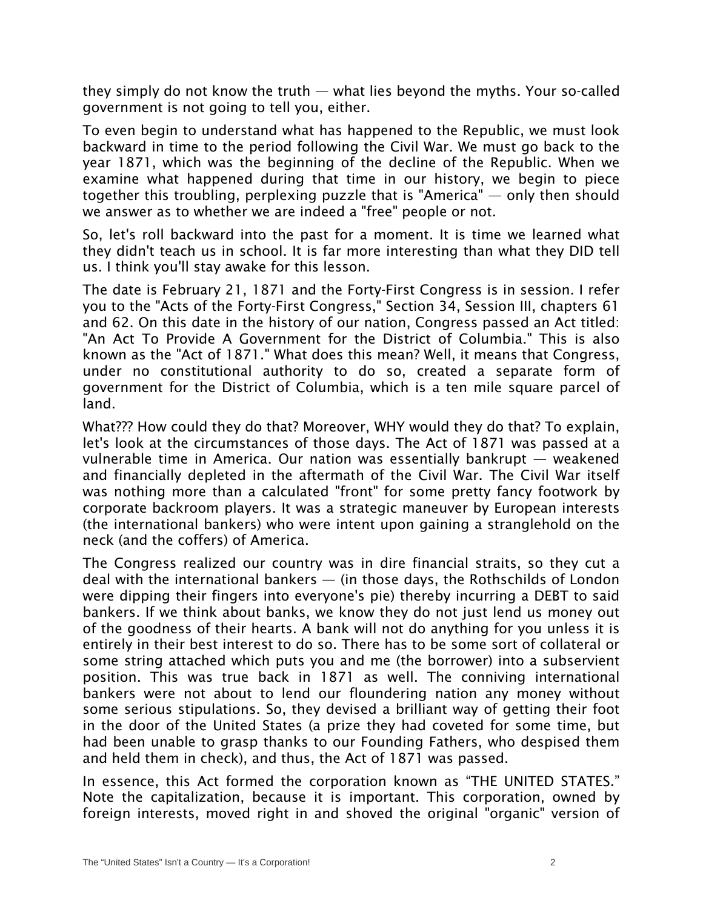they simply do not know the truth — what lies beyond the myths. Your so-called government is not going to tell you, either.

To even begin to understand what has happened to the Republic, we must look backward in time to the period following the Civil War. We must go back to the year 1871, which was the beginning of the decline of the Republic. When we examine what happened during that time in our history, we begin to piece together this troubling, perplexing puzzle that is "America" — only then should we answer as to whether we are indeed a "free" people or not.

So, let's roll backward into the past for a moment. It is time we learned what they didn't teach us in school. It is far more interesting than what they DID tell us. I think you'll stay awake for this lesson.

The date is February 21, 1871 and the Forty-First Congress is in session. I refer you to the "Acts of the Forty-First Congress," Section 34, Session III, chapters 61 and 62. On this date in the history of our nation, Congress passed an Act titled: "An Act To Provide A Government for the District of Columbia." This is also known as the "Act of 1871." What does this mean? Well, it means that Congress, under no constitutional authority to do so, created a separate form of government for the District of Columbia, which is a ten mile square parcel of land.

What??? How could they do that? Moreover, WHY would they do that? To explain, let's look at the circumstances of those days. The Act of 1871 was passed at a vulnerable time in America. Our nation was essentially bankrupt — weakened and financially depleted in the aftermath of the Civil War. The Civil War itself was nothing more than a calculated "front" for some pretty fancy footwork by corporate backroom players. It was a strategic maneuver by European interests (the international bankers) who were intent upon gaining a stranglehold on the neck (and the coffers) of America.

The Congress realized our country was in dire financial straits, so they cut a deal with the international bankers — (in those days, the Rothschilds of London were dipping their fingers into everyone's pie) thereby incurring a DEBT to said bankers. If we think about banks, we know they do not just lend us money out of the goodness of their hearts. A bank will not do anything for you unless it is entirely in their best interest to do so. There has to be some sort of collateral or some string attached which puts you and me (the borrower) into a subservient position. This was true back in 1871 as well. The conniving international bankers were not about to lend our floundering nation any money without some serious stipulations. So, they devised a brilliant way of getting their foot in the door of the United States (a prize they had coveted for some time, but had been unable to grasp thanks to our Founding Fathers, who despised them and held them in check), and thus, the Act of 1871 was passed.

In essence, this Act formed the corporation known as "THE UNITED STATES." Note the capitalization, because it is important. This corporation, owned by foreign interests, moved right in and shoved the original "organic" version of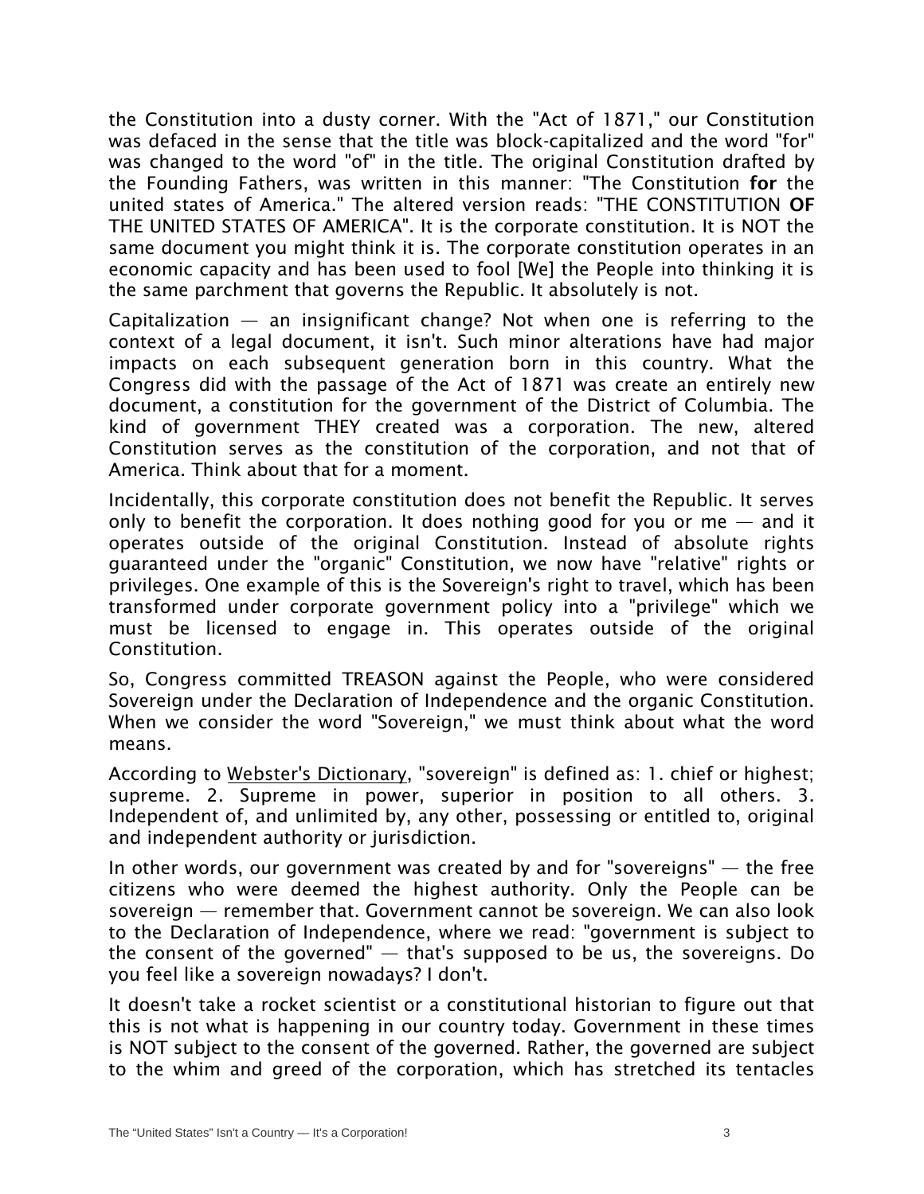the Constitution into a dusty corner. With the "Act of 1871," our Constitution was defaced in the sense that the title was block-capitalized and the word "for" was changed to the word "of" in the title. The original Constitution drafted by the Founding Fathers, was written in this manner: "The Constitution **for** the united states of America." The altered version reads: "THE CONSTITUTION **OF** THE UNITED STATES OF AMERICA". It is the corporate constitution. It is NOT the same document you might think it is. The corporate constitution operates in an economic capacity and has been used to fool [We] the People into thinking it is the same parchment that governs the Republic. It absolutely is not.

Capitalization — an insignificant change? Not when one is referring to the context of a legal document, it isn't. Such minor alterations have had major impacts on each subsequent generation born in this country. What the Congress did with the passage of the Act of 1871 was create an entirely new document, a constitution for the government of the District of Columbia. The kind of government THEY created was a corporation. The new, altered Constitution serves as the constitution of the corporation, and not that of America. Think about that for a moment.

Incidentally, this corporate constitution does not benefit the Republic. It serves only to benefit the corporation. It does nothing good for you or me — and it operates outside of the original Constitution. Instead of absolute rights guaranteed under the "organic" Constitution, we now have "relative" rights or privileges. One example of this is the Sovereign's right to travel, which has been transformed under corporate government policy into a "privilege" which we must be licensed to engage in. This operates outside of the original Constitution.

So, Congress committed TREASON against the People, who were considered Sovereign under the Declaration of Independence and the organic Constitution. When we consider the word "Sovereign," we must think about what the word means.

According to Webster's Dictionary, "sovereign" is defined as: 1. chief or highest; supreme. 2. Supreme in power, superior in position to all others. 3. Independent of, and unlimited by, any other, possessing or entitled to, original and independent authority or jurisdiction.

In other words, our government was created by and for "sovereigns" — the free citizens who were deemed the highest authority. Only the People can be sovereign — remember that. Government cannot be sovereign. We can also look to the Declaration of Independence, where we read: "government is subject to the consent of the governed" — that's supposed to be us, the sovereigns. Do you feel like a sovereign nowadays? I don't.

It doesn't take a rocket scientist or a constitutional historian to figure out that this is not what is happening in our country today. Government in these times is NOT subject to the consent of the governed. Rather, the governed are subject to the whim and greed of the corporation, which has stretched its tentacles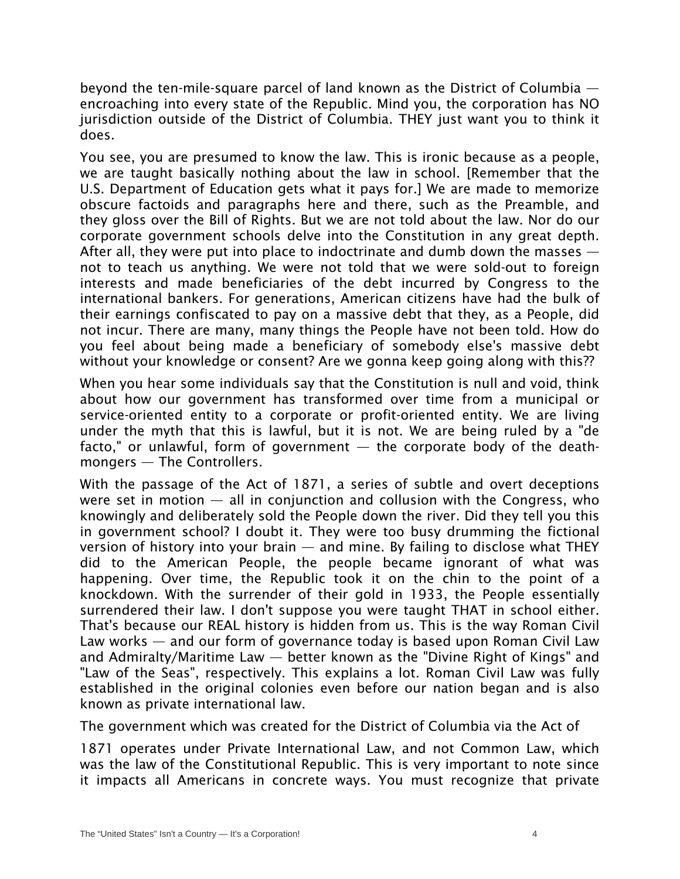beyond the ten-mile-square parcel of land known as the District of Columbia — encroaching into every state of the Republic. Mind you, the corporation has NO jurisdiction outside of the District of Columbia. THEY just want you to think it does.

You see, you are presumed to know the law. This is ironic because as a people, we are taught basically nothing about the law in school. [Remember that the U.S. Department of Education gets what it pays for.] We are made to memorize obscure factoids and paragraphs here and there, such as the Preamble, and they gloss over the Bill of Rights. But we are not told about the law. Nor do our corporate government schools delve into the Constitution in any great depth. After all, they were put into place to indoctrinate and dumb down the masses — not to teach us anything. We were not told that we were sold-out to foreign interests and made beneficiaries of the debt incurred by Congress to the international bankers. For generations, American citizens have had the bulk of their earnings confiscated to pay on a massive debt that they, as a People, did not incur. There are many, many things the People have not been told. How do you feel about being made a beneficiary of somebody else's massive debt without your knowledge or consent? Are we gonna keep going along with this??

When you hear some individuals say that the Constitution is null and void, think about how our government has transformed over time from a municipal or service-oriented entity to a corporate or profit-oriented entity. We are living under the myth that this is lawful, but it is not. We are being ruled by a "de facto," or unlawful, form of government — the corporate body of the death-mongers — The Controllers.

With the passage of the Act of 1871, a series of subtle and overt deceptions were set in motion — all in conjunction and collusion with the Congress, who knowingly and deliberately sold the People down the river. Did they tell you this in government school? I doubt it. They were too busy drumming the fictional version of history into your brain — and mine. By failing to disclose what THEY did to the American People, the people became ignorant of what was happening. Over time, the Republic took it on the chin to the point of a knockdown. With the surrender of their gold in 1933, the People essentially surrendered their law. I don't suppose you were taught THAT in school either. That's because our REAL history is hidden from us. This is the way Roman Civil Law works — and our form of governance today is based upon Roman Civil Law and Admiralty/Maritime Law — better known as the "Divine Right of Kings" and "Law of the Seas", respectively. This explains a lot. Roman Civil Law was fully established in the original colonies even before our nation began and is also known as private international law.

The government which was created for the District of Columbia via the Act of 1871 operates under Private International Law, and not Common Law, which was the law of the Constitutional Republic. This is very important to note since it impacts all Americans in concrete ways. You must recognize that private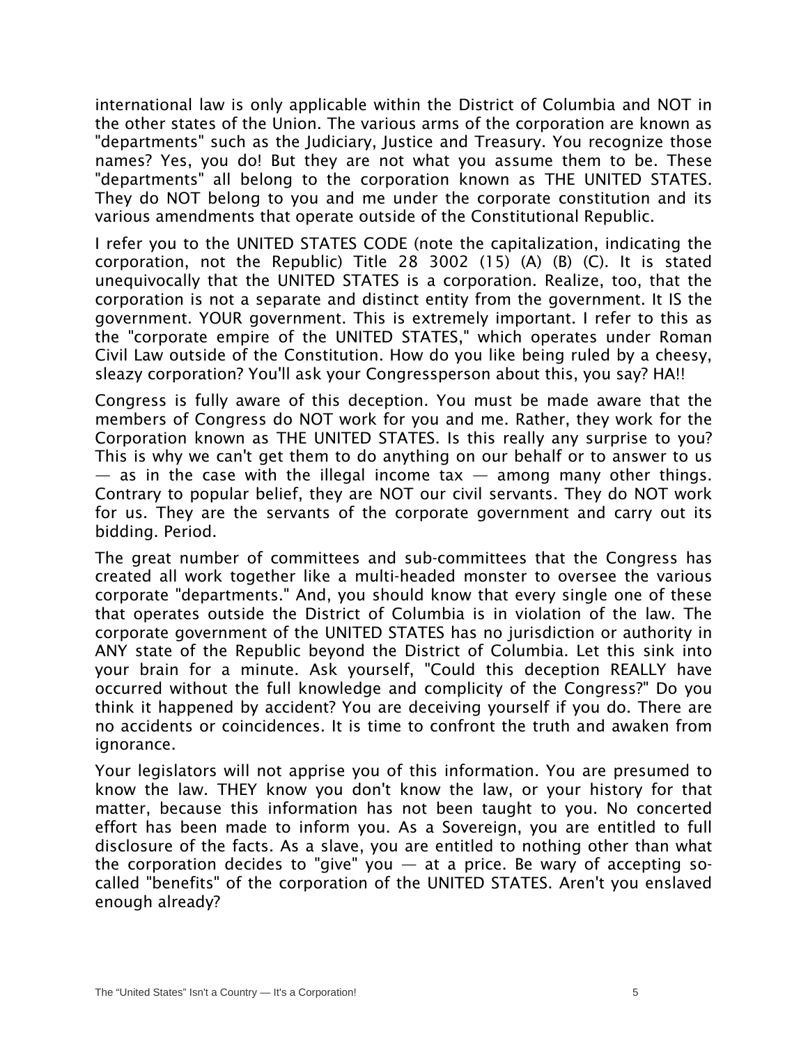international law is only applicable within the District of Columbia and NOT in the other states of the Union. The various arms of the corporation are known as "departments" such as the Judiciary, Justice and Treasury. You recognize those names? Yes, you do! But they are not what you assume them to be. These "departments" all belong to the corporation known as THE UNITED STATES. They do NOT belong to you and me under the corporate constitution and its various amendments that operate outside of the Constitutional Republic.

I refer you to the UNITED STATES CODE (note the capitalization, indicating the corporation, not the Republic) Title 28 3002 (15) (A) (B) (C). It is stated unequivocally that the UNITED STATES is a corporation. Realize, too, that the corporation is not a separate and distinct entity from the government. It IS the government. YOUR government. This is extremely important. I refer to this as the "corporate empire of the UNITED STATES," which operates under Roman Civil Law outside of the Constitution. How do you like being ruled by a cheesy, sleazy corporation? You'll ask your Congressperson about this, you say? HA!!

Congress is fully aware of this deception. You must be made aware that the members of Congress do NOT work for you and me. Rather, they work for the Corporation known as THE UNITED STATES. Is this really any surprise to you? This is why we can't get them to do anything on our behalf or to answer to us — as in the case with the illegal income tax — among many other things. Contrary to popular belief, they are NOT our civil servants. They do NOT work for us. They are the servants of the corporate government and carry out its bidding. Period.

The great number of committees and sub-committees that the Congress has created all work together like a multi-headed monster to oversee the various corporate "departments." And, you should know that every single one of these that operates outside the District of Columbia is in violation of the law. The corporate government of the UNITED STATES has no jurisdiction or authority in ANY state of the Republic beyond the District of Columbia. Let this sink into your brain for a minute. Ask yourself, "Could this deception REALLY have occurred without the full knowledge and complicity of the Congress?" Do you think it happened by accident? You are deceiving yourself if you do. There are no accidents or coincidences. It is time to confront the truth and awaken from ignorance.

Your legislators will not apprise you of this information. You are presumed to know the law. THEY know you don't know the law, or your history for that matter, because this information has not been taught to you. No concerted effort has been made to inform you. As a Sovereign, you are entitled to full disclosure of the facts. As a slave, you are entitled to nothing other than what the corporation decides to "give" you — at a price. Be wary of accepting so-called "benefits" of the corporation of the UNITED STATES. Aren't you enslaved enough already?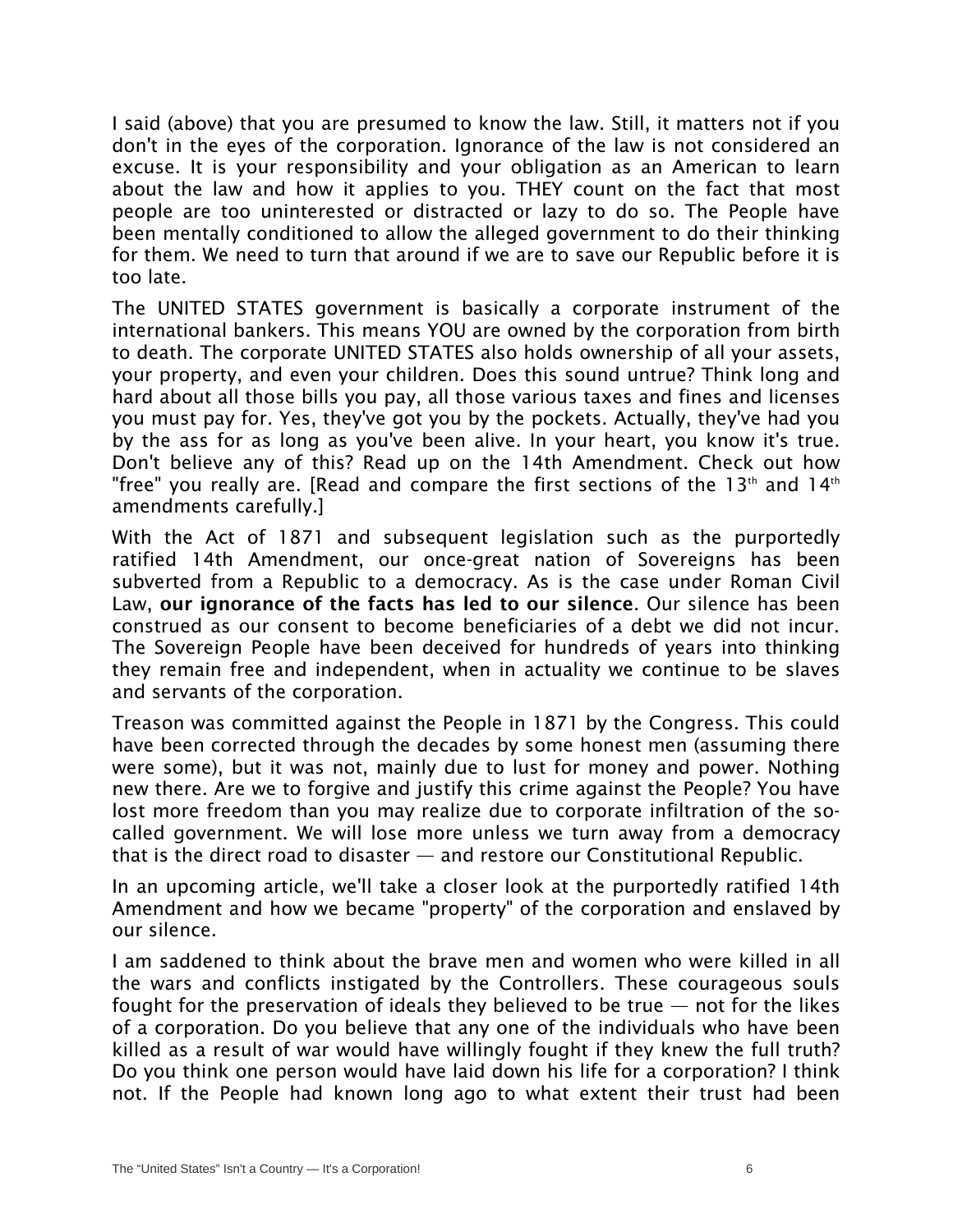I said (above) that you are presumed to know the law. Still, it matters not if you don't in the eyes of the corporation. Ignorance of the law is not considered an excuse. It is your responsibility and your obligation as an American to learn about the law and how it applies to you. THEY count on the fact that most people are too uninterested or distracted or lazy to do so. The People have been mentally conditioned to allow the alleged government to do their thinking for them. We need to turn that around if we are to save our Republic before it is too late.

The UNITED STATES government is basically a corporate instrument of the international bankers. This means YOU are owned by the corporation from birth to death. The corporate UNITED STATES also holds ownership of all your assets, your property, and even your children. Does this sound untrue? Think long and hard about all those bills you pay, all those various taxes and fines and licenses you must pay for. Yes, they've got you by the pockets. Actually, they've had you by the ass for as long as you've been alive. In your heart, you know it's true. Don't believe any of this? Read up on the 14th Amendment. Check out how "free" you really are. [Read and compare the first sections of the 13th and 14th amendments carefully.]

With the Act of 1871 and subsequent legislation such as the purportedly ratified 14th Amendment, our once-great nation of Sovereigns has been subverted from a Republic to a democracy. As is the case under Roman Civil Law, **our ignorance of the facts has led to our silence**. Our silence has been construed as our consent to become beneficiaries of a debt we did not incur. The Sovereign People have been deceived for hundreds of years into thinking they remain free and independent, when in actuality we continue to be slaves and servants of the corporation.

Treason was committed against the People in 1871 by the Congress. This could have been corrected through the decades by some honest men (assuming there were some), but it was not, mainly due to lust for money and power. Nothing new there. Are we to forgive and justify this crime against the People? You have lost more freedom than you may realize due to corporate infiltration of the so-called government. We will lose more unless we turn away from a democracy that is the direct road to disaster — and restore our Constitutional Republic.

In an upcoming article, we'll take a closer look at the purportedly ratified 14th Amendment and how we became "property" of the corporation and enslaved by our silence.

I am saddened to think about the brave men and women who were killed in all the wars and conflicts instigated by the Controllers. These courageous souls fought for the preservation of ideals they believed to be true — not for the likes of a corporation. Do you believe that any one of the individuals who have been killed as a result of war would have willingly fought if they knew the full truth? Do you think one person would have laid down his life for a corporation? I think not. If the People had known long ago to what extent their trust had been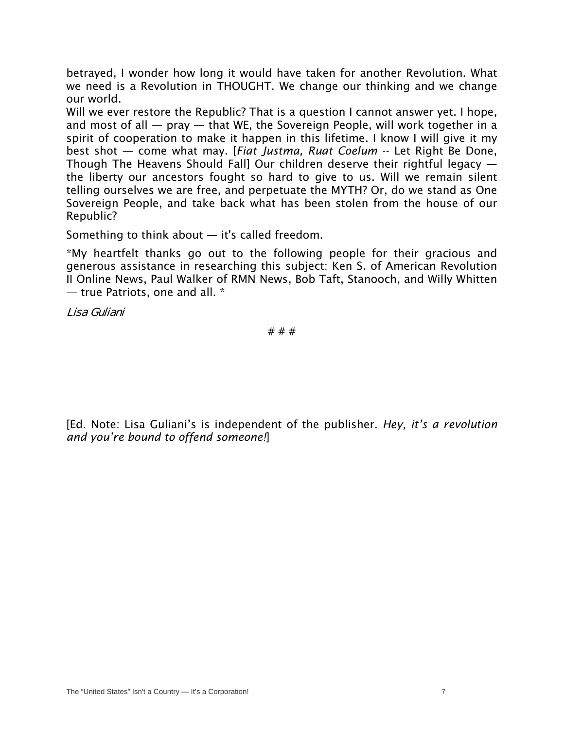betrayed, I wonder how long it would have taken for another Revolution. What we need is a Revolution in THOUGHT. We change our thinking and we change our world.

Will we ever restore the Republic? That is a question I cannot answer yet. I hope, and most of all — pray — that WE, the Sovereign People, will work together in a spirit of cooperation to make it happen in this lifetime. I know I will give it my best shot — come what may. [*Fiat Justma, Ruat Coelum* -- Let Right Be Done, Though The Heavens Should Fall] Our children deserve their rightful legacy — the liberty our ancestors fought so hard to give to us. Will we remain silent telling ourselves we are free, and perpetuate the MYTH? Or, do we stand as One Sovereign People, and take back what has been stolen from the house of our Republic?

Something to think about — it's called freedom.

*My heartfelt thanks go out to the following people for their gracious and generous assistance in researching this subject: Ken S. of American Revolution II Online News, Paul Walker of RMN News, Bob Taft, Stanooch, and Willy Whitten — true Patriots, one and all. *

*Lisa Guliani*

# # #

[Ed. Note: Lisa Guliani's is independent of the publisher. *Hey, it's a revolution and you're bound to offend someone!*]